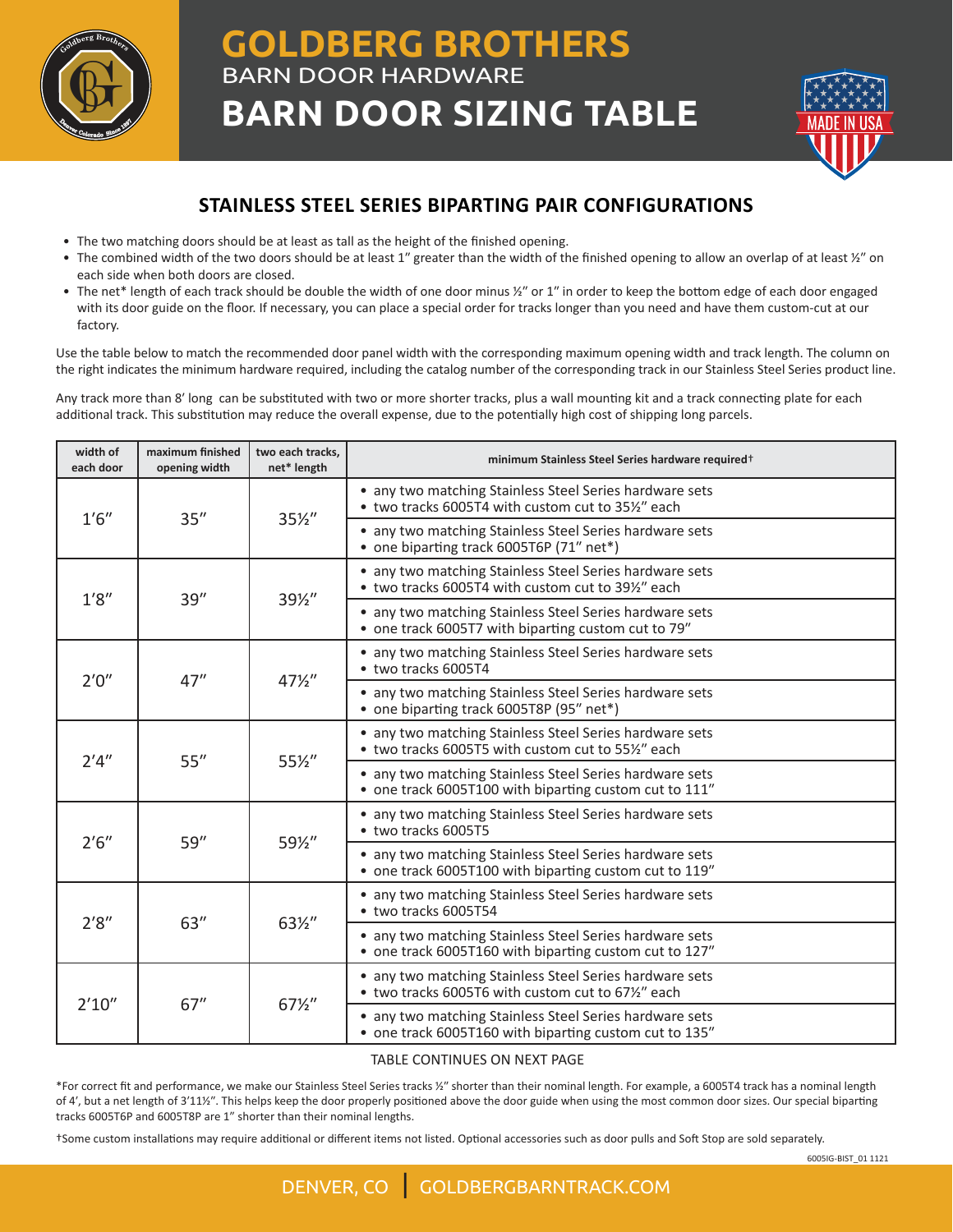# GOLDBERG BROTHERS

BARN DOOR HARDWARE

# BARN DOOR SIZING TABLE

## STAINLESS STEEL SERIES BIPARTING PAIR CONFIGURATIONS

- The two matching doors should be at least as tall as the height of the finished opening.
- The combined width of the two doors should be at least 1″ greater than the width of the finished opening to allow an overlap of at least ½″ on each side when both doors are closed.
- The net* length of each track should be double the width of one door minus ½″ or 1″ in order to keep the bottom edge of each door engaged with its door guide on the floor. If necessary, you can place a special order for tracks longer than you need and have them custom-cut at our factory.

Use the table below to match the recommended door panel width with the corresponding maximum opening width and track length. The column on the right indicates the minimum hardware required, including the catalog number of the corresponding track in our Stainless Steel Series product line.

Any track more than 8′ long can be substituted with two or more shorter tracks, plus a wall mounting kit and a track connecting plate for each additional track. This substitution may reduce the overall expense, due to the potentially high cost of shipping long parcels.

| width of each door | maximum finished opening width | two each tracks, net* length | minimum Stainless Steel Series hardware required† |
|---|---|---|---|
| 1′6″ | 35″ | 35½″ | • any two matching Stainless Steel Series hardware sets<br>• two tracks 6005T4 with custom cut to 35½″ each |
| | | | • any two matching Stainless Steel Series hardware sets<br>• one biparting track 6005T6P (71″ net*) |
| 1′8″ | 39″ | 39½″ | • any two matching Stainless Steel Series hardware sets<br>• two tracks 6005T4 with custom cut to 39½″ each |
| | | | • any two matching Stainless Steel Series hardware sets<br>• one track 6005T7 with biparting custom cut to 79″ |
| 2′0″ | 47″ | 47½″ | • any two matching Stainless Steel Series hardware sets<br>• two tracks 6005T4 |
| | | | • any two matching Stainless Steel Series hardware sets<br>• one biparting track 6005T8P (95″ net*) |
| 2′4″ | 55″ | 55½″ | • any two matching Stainless Steel Series hardware sets<br>• two tracks 6005T5 with custom cut to 55½″ each |
| | | | • any two matching Stainless Steel Series hardware sets<br>• one track 6005T100 with biparting custom cut to 111″ |
| 2′6″ | 59″ | 59½″ | • any two matching Stainless Steel Series hardware sets<br>• two tracks 6005T5 |
| | | | • any two matching Stainless Steel Series hardware sets<br>• one track 6005T100 with biparting custom cut to 119″ |
| 2′8″ | 63″ | 63½″ | • any two matching Stainless Steel Series hardware sets<br>• two tracks 6005T54 |
| | | | • any two matching Stainless Steel Series hardware sets<br>• one track 6005T160 with biparting custom cut to 127″ |
| 2′10″ | 67″ | 67½″ | • any two matching Stainless Steel Series hardware sets<br>• two tracks 6005T6 with custom cut to 67½″ each |
| | | | • any two matching Stainless Steel Series hardware sets<br>• one track 6005T160 with biparting custom cut to 135″ |

TABLE CONTINUES ON NEXT PAGE

*For correct fit and performance, we make our Stainless Steel Series tracks ½″ shorter than their nominal length. For example, a 6005T4 track has a nominal length of 4′, but a net length of 3′11½″. This helps keep the door properly positioned above the door guide when using the most common door sizes. Our special biparting tracks 6005T6P and 6005T8P are 1″ shorter than their nominal lengths.

†Some custom installations may require additional or different items not listed. Optional accessories such as door pulls and Soft Stop are sold separately.

6005IG-BIST_01 1121

DENVER, CO | GOLDBERGBARNTRACK.COM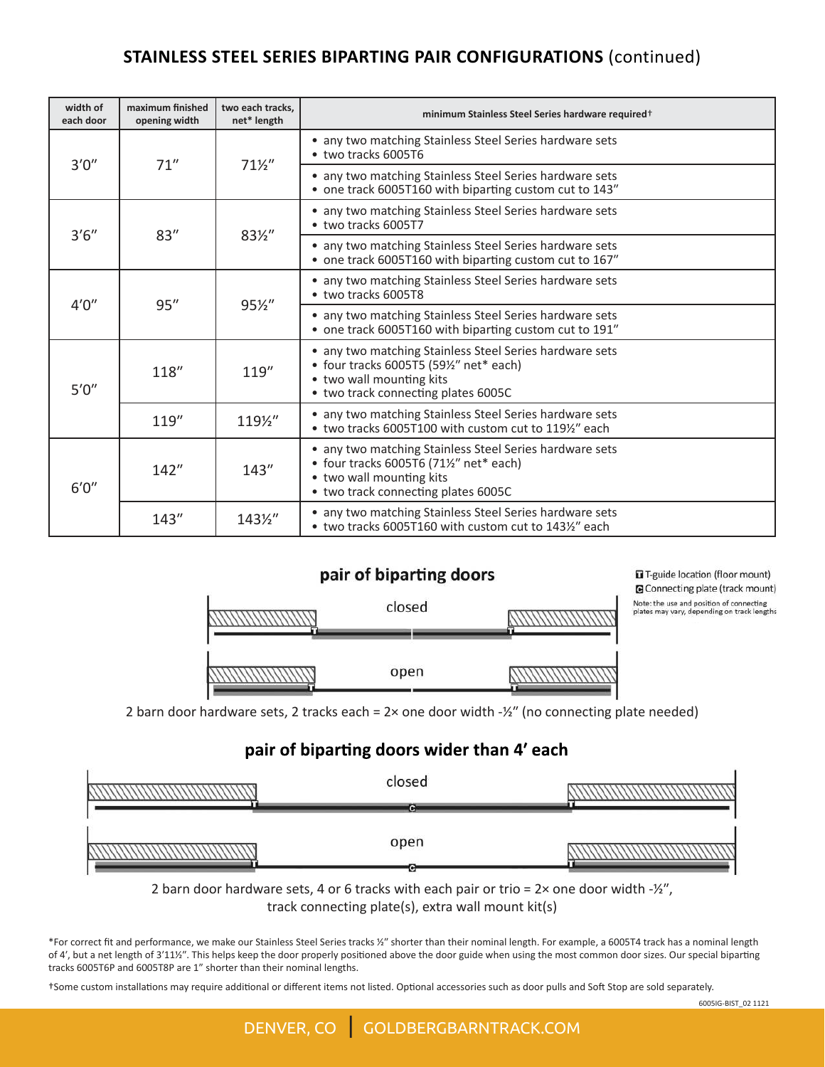## STAINLESS STEEL SERIES BIPARTING PAIR CONFIGURATIONS (continued)

| width of each door | maximum finished opening width | two each tracks, net* length | minimum Stainless Steel Series hardware required† |
|---|---|---|---|
| 3′0″ | 71″ | 71½″ | • any two matching Stainless Steel Series hardware sets<br>• two tracks 6005T6 |
| | | | • any two matching Stainless Steel Series hardware sets<br>• one track 6005T160 with biparting custom cut to 143″ |
| 3′6″ | 83″ | 83½″ | • any two matching Stainless Steel Series hardware sets<br>• two tracks 6005T7 |
| | | | • any two matching Stainless Steel Series hardware sets<br>• one track 6005T160 with biparting custom cut to 167″ |
| 4′0″ | 95″ | 95½″ | • any two matching Stainless Steel Series hardware sets<br>• two tracks 6005T8 |
| | | | • any two matching Stainless Steel Series hardware sets<br>• one track 6005T160 with biparting custom cut to 191″ |
| 5′0″ | 118″ | 119″ | • any two matching Stainless Steel Series hardware sets<br>• four tracks 6005T5 (59½″ net* each)<br>• two wall mounting kits<br>• two track connecting plates 6005C |
| | 119″ | 119½″ | • any two matching Stainless Steel Series hardware sets<br>• two tracks 6005T100 with custom cut to 119½″ each |
| 6′0″ | 142″ | 143″ | • any two matching Stainless Steel Series hardware sets<br>• four tracks 6005T6 (71½″ net* each)<br>• two wall mounting kits<br>• two track connecting plates 6005C |
| | 143″ | 143½″ | • any two matching Stainless Steel Series hardware sets<br>• two tracks 6005T160 with custom cut to 143½″ each |

### pair of biparting doors

T T-guide location (floor mount)
C Connecting plate (track mount)
Note: the use and position of connecting plates may vary, depending on track lengths

closed

open

2 barn door hardware sets, 2 tracks each = 2× one door width -½″ (no connecting plate needed)

### pair of biparting doors wider than 4′ each

closed

open

2 barn door hardware sets, 4 or 6 tracks with each pair or trio = 2× one door width -½″, track connecting plate(s), extra wall mount kit(s)

*For correct fit and performance, we make our Stainless Steel Series tracks ½″ shorter than their nominal length. For example, a 6005T4 track has a nominal length of 4′, but a net length of 3′11½″. This helps keep the door properly positioned above the door guide when using the most common door sizes. Our special biparting tracks 6005T6P and 6005T8P are 1″ shorter than their nominal lengths.

†Some custom installations may require additional or different items not listed. Optional accessories such as door pulls and Soft Stop are sold separately.

6005IG-BIST_02 1121

DENVER, CO | GOLDBERGBARNTRACK.COM